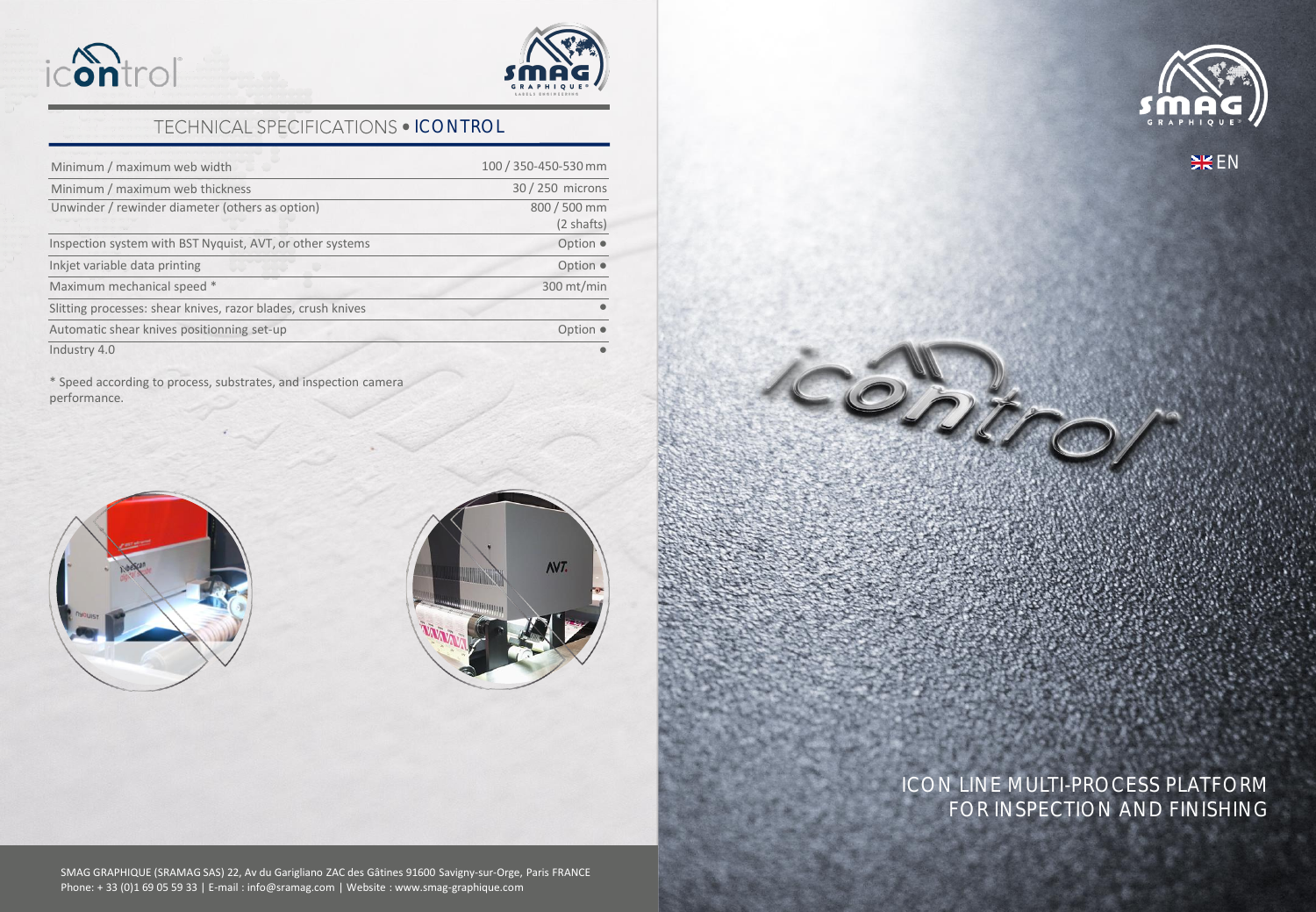# TECHNICAL SPECIFICATIONS • ICONTROL

| | |
|---|---|
| Minimum / maximum web width | 100 / 350-450-530 mm |
| Minimum / maximum web thickness | 30 / 250 microns |
| Unwinder / rewinder diameter (others as option) | 800 / 500 mm (2 shafts) |
| Inspection system with BST Nyquist, AVT, or other systems | Option ● |
| Inkjet variable data printing | Option ● |
| Maximum mechanical speed * | 300 mt/min |
| Slitting processes: shear knives, razor blades, crush knives | ● |
| Automatic shear knives positionning set-up | Option ● |
| Industry 4.0 | ● |

* Speed according to process, substrates, and inspection camera performance.

SMAG GRAPHIQUE (SRAMAG SAS) 22, Av du Garigliano ZAC des Gâtines 91600 Savigny-sur-Orge, Paris FRANCE
Phone: + 33 (0)1 69 05 59 33 | E-mail : info@sramag.com | Website : www.smag-graphique.com

EN

ICON LINE MULTI-PROCESS PLATFORM FOR INSPECTION AND FINISHING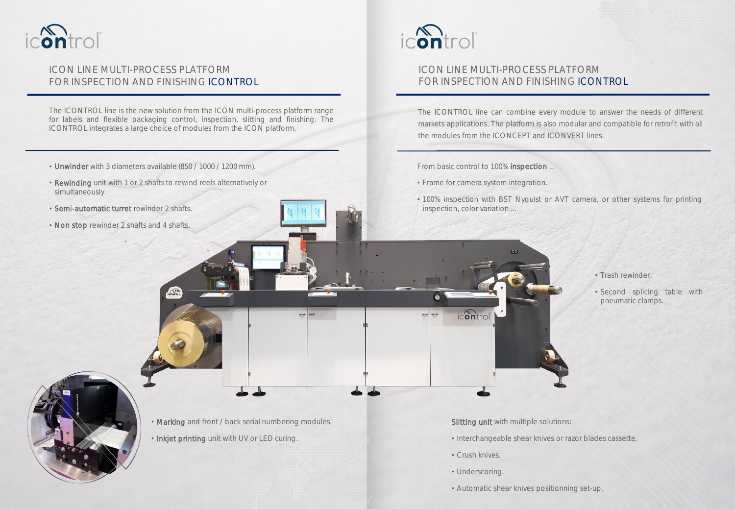# icontrol

## ICON LINE MULTI-PROCESS PLATFORM FOR INSPECTION AND FINISHING ICONTROL

The ICONTROL line is the new solution from the ICON multi-process platform range for labels and flexible packaging control, inspection, slitting and finishing. The ICONTROL integrates a large choice of modules from the ICON platform.

- **Unwinder** with 3 diameters available (850 / 1000 / 1200 mm).
- **Rewinding** unit with 1 or 2 shafts to rewind reels alternatively or simultaneously.
- **Semi-automatic turret** rewinder 2 shafts.
- **Non stop** rewinder 2 shafts and 4 shafts.

- **Marking** and front / back serial numbering modules.
- **Inkjet printing** unit with UV or LED curing.

# icontrol

## ICON LINE MULTI-PROCESS PLATFORM FOR INSPECTION AND FINISHING ICONTROL

The ICONTROL line can combine every module to answer the needs of different markets applications. The platform is also modular and compatible for retrofit with all the modules from the ICONCEPT and ICONVERT lines.

From basic control to 100% **inspection** ...

- Frame for camera system integration.
- 100% inspection with BST Nyquist or AVT camera, or other systems for printing inspection, color variation ...

- Trash rewinder.
- Second splicing table with pneumatic clamps.

**Slitting unit** with multiple solutions:

- Interchangeable shear knives or razor blades cassette.
- Crush knives.
- Underscoring.
- Automatic shear knives positionning set-up.